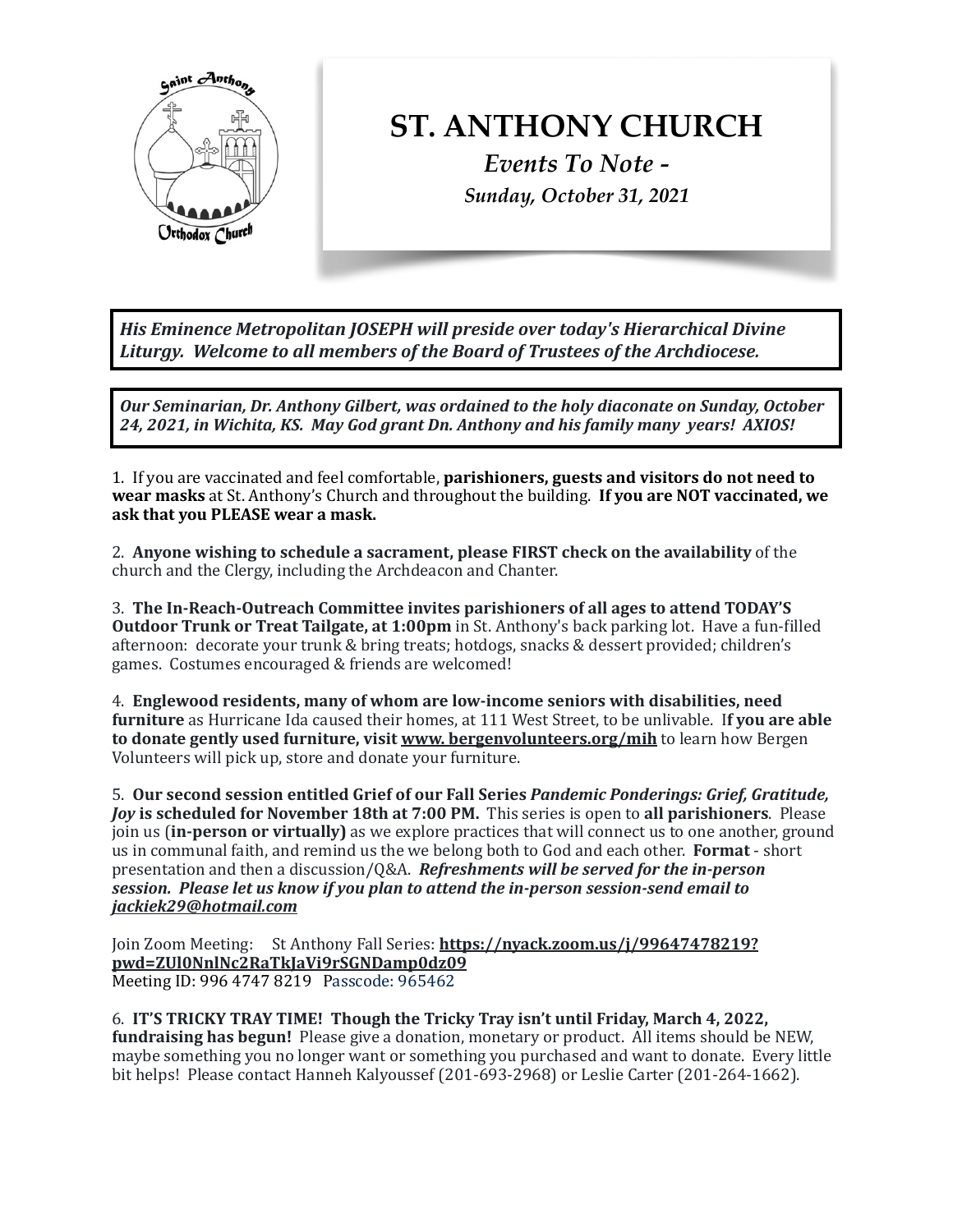# ST. ANTHONY CHURCH

*Events To Note -*

*Sunday, October 31, 2021*

***His Eminence Metropolitan JOSEPH will preside over today's Hierarchical Divine Liturgy. Welcome to all members of the Board of Trustees of the Archdiocese.***

***Our Seminarian, Dr. Anthony Gilbert, was ordained to the holy diaconate on Sunday, October 24, 2021, in Wichita, KS. May God grant Dn. Anthony and his family many years! AXIOS!***

1. If you are vaccinated and feel comfortable, **parishioners, guests and visitors do not need to wear masks** at St. Anthony's Church and throughout the building. **If you are NOT vaccinated, we ask that you PLEASE wear a mask.**

2. **Anyone wishing to schedule a sacrament, please FIRST check on the availability** of the church and the Clergy, including the Archdeacon and Chanter.

3. **The In-Reach-Outreach Committee invites parishioners of all ages to attend TODAY'S Outdoor Trunk or Treat Tailgate, at 1:00pm** in St. Anthony's back parking lot. Have a fun-filled afternoon: decorate your trunk & bring treats; hotdogs, snacks & dessert provided; children's games. Costumes encouraged & friends are welcomed!

4. **Englewood residents, many of whom are low-income seniors with disabilities, need furniture** as Hurricane Ida caused their homes, at 111 West Street, to be unlivable. **If you are able to donate gently used furniture, visit www. bergenvolunteers.org/mih** to learn how Bergen Volunteers will pick up, store and donate your furniture.

5. **Our second session entitled Grief of our Fall Series *Pandemic Ponderings: Grief, Gratitude, Joy* is scheduled for November 18th at 7:00 PM.** This series is open to **all parishioners**. Please join us (**in-person or virtually)** as we explore practices that will connect us to one another, ground us in communal faith, and remind us the we belong both to God and each other. **Format** - short presentation and then a discussion/Q&A. ***Refreshments will be served for the in-person session. Please let us know if you plan to attend the in-person session-send email to jackiek29@hotmail.com***

Join Zoom Meeting: St Anthony Fall Series: **https://nyack.zoom.us/j/99647478219?pwd=ZUl0NnlNc2RaTkJaVi9rSGNDamp0dz09**
Meeting ID: 996 4747 8219 Passcode: 965462

6. **IT'S TRICKY TRAY TIME! Though the Tricky Tray isn't until Friday, March 4, 2022, fundraising has begun!** Please give a donation, monetary or product. All items should be NEW, maybe something you no longer want or something you purchased and want to donate. Every little bit helps! Please contact Hanneh Kalyoussef (201-693-2968) or Leslie Carter (201-264-1662).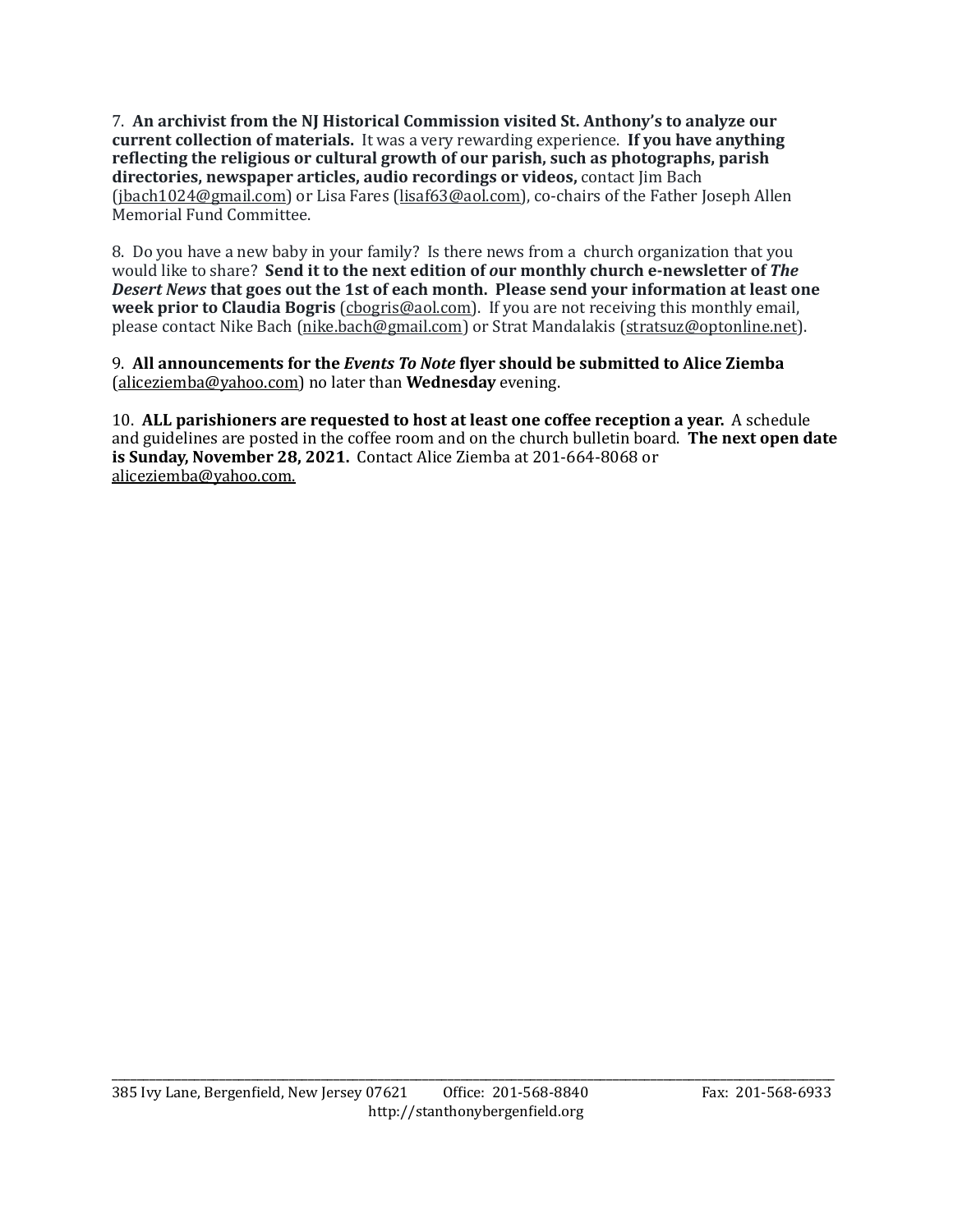7. **An archivist from the NJ Historical Commission visited St. Anthony's to analyze our current collection of materials.** It was a very rewarding experience. **If you have anything reflecting the religious or cultural growth of our parish, such as photographs, parish directories, newspaper articles, audio recordings or videos,** contact Jim Bach (jbach1024@gmail.com) or Lisa Fares (lisaf63@aol.com), co-chairs of the Father Joseph Allen Memorial Fund Committee.

8. Do you have a new baby in your family? Is there news from a church organization that you would like to share? **Send it to the next edition of our monthly church e-newsletter of *The Desert News* that goes out the 1st of each month. Please send your information at least one week prior to Claudia Bogris** (cbogris@aol.com). If you are not receiving this monthly email, please contact Nike Bach (nike.bach@gmail.com) or Strat Mandalakis (stratsuz@optonline.net).

9. **All announcements for the *Events To Note* flyer should be submitted to Alice Ziemba** (aliceziemba@yahoo.com) no later than **Wednesday** evening.

10. **ALL parishioners are requested to host at least one coffee reception a year.** A schedule and guidelines are posted in the coffee room and on the church bulletin board. **The next open date is Sunday, November 28, 2021.** Contact Alice Ziemba at 201-664-8068 or aliceziemba@yahoo.com.